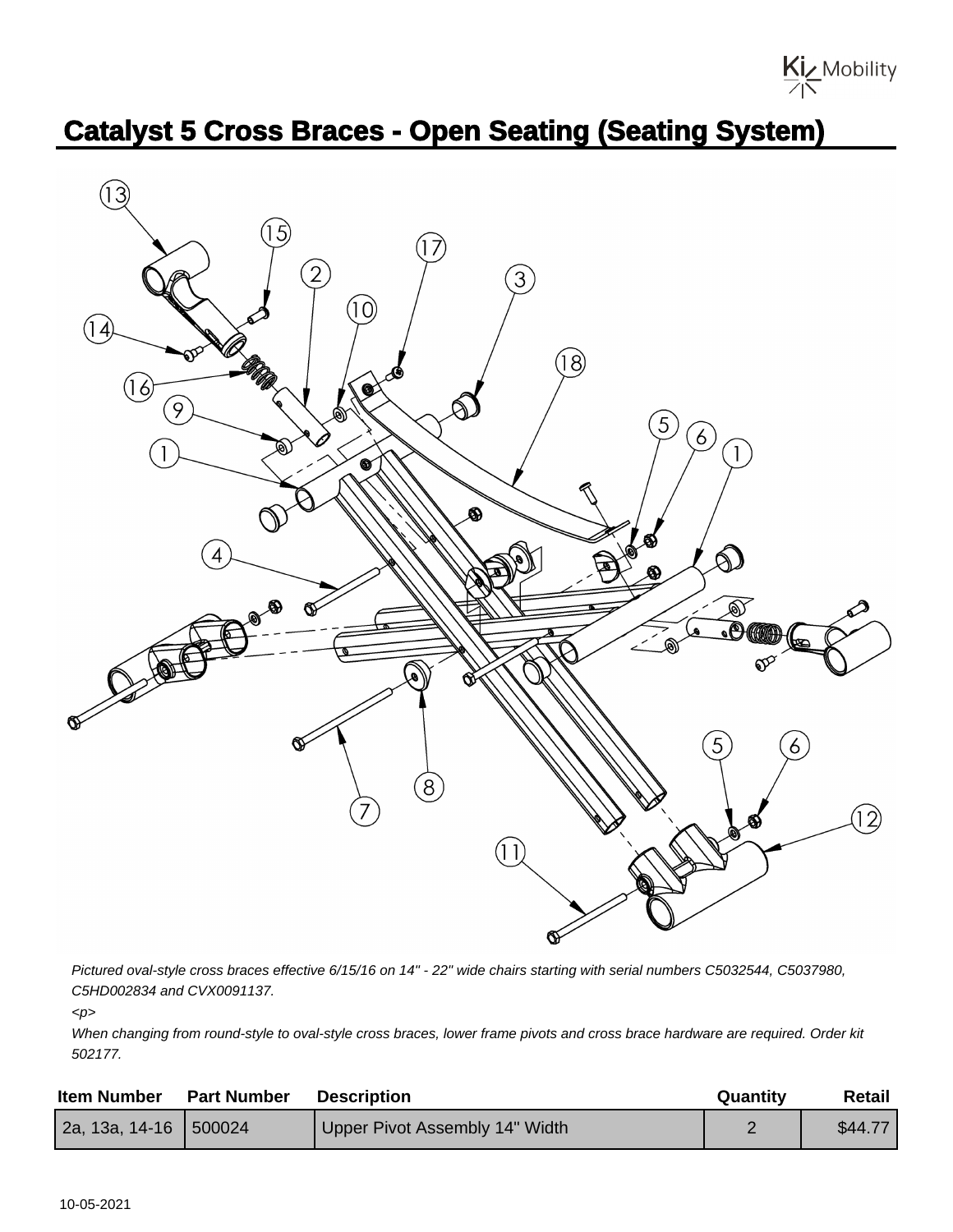# Catalyst 5 Cross Braces - Open Seating (Seating System)

*Pictured oval-style cross braces effective 6/15/16 on 14" - 22" wide chairs starting with serial numbers C5032544, C5037980, C5HD002834 and CVX0091137.*

*<p>*

*When changing from round-style to oval-style cross braces, lower frame pivots and cross brace hardware are required. Order kit 502177.*

| Item Number | Part Number | Description | Quantity | Retail |
|---|---|---|---|---|
| 2a, 13a, 14-16 | 500024 | Upper Pivot Assembly 14" Width | 2 | $44.77 |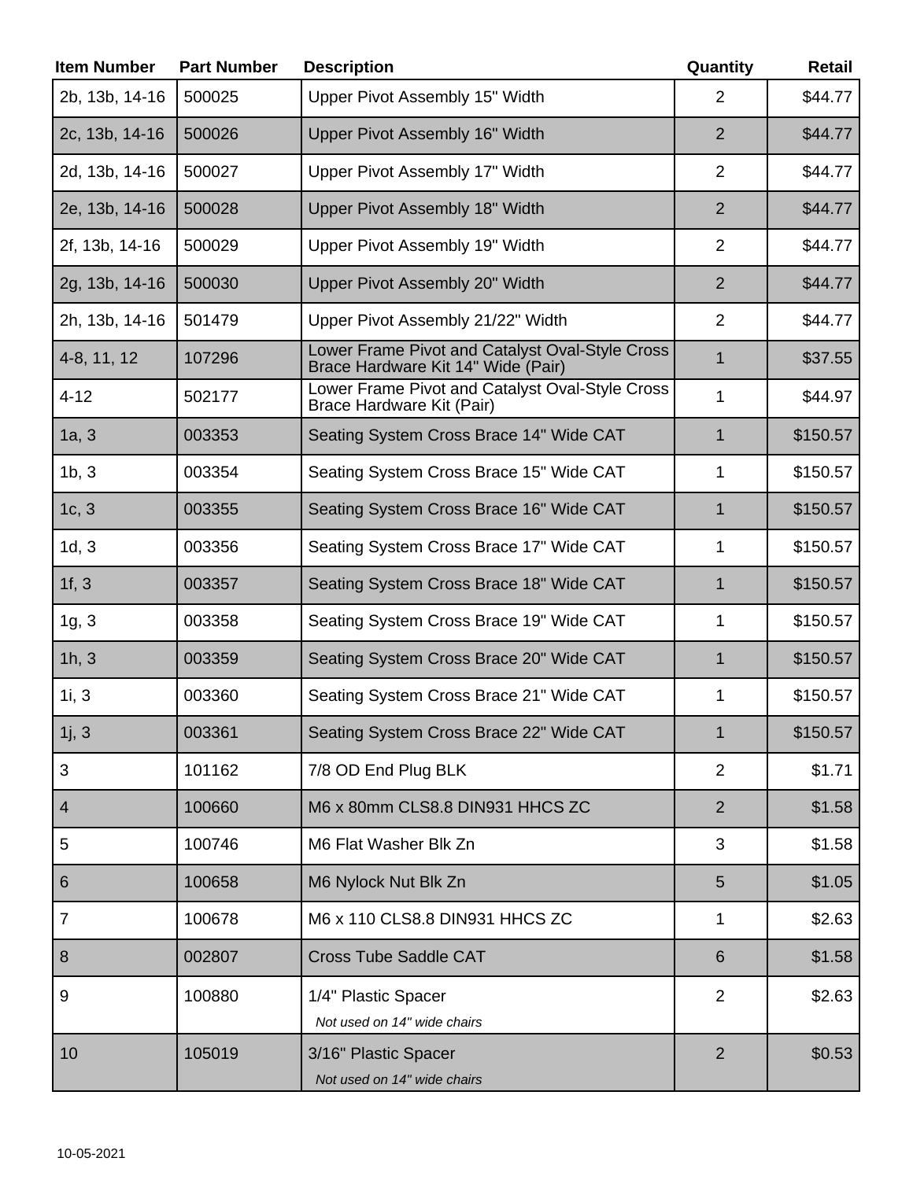| Item Number | Part Number | Description | Quantity | Retail |
|---|---|---|---|---|
| 2b, 13b, 14-16 | 500025 | Upper Pivot Assembly 15" Width | 2 | $44.77 |
| 2c, 13b, 14-16 | 500026 | Upper Pivot Assembly 16" Width | 2 | $44.77 |
| 2d, 13b, 14-16 | 500027 | Upper Pivot Assembly 17" Width | 2 | $44.77 |
| 2e, 13b, 14-16 | 500028 | Upper Pivot Assembly 18" Width | 2 | $44.77 |
| 2f, 13b, 14-16 | 500029 | Upper Pivot Assembly 19" Width | 2 | $44.77 |
| 2g, 13b, 14-16 | 500030 | Upper Pivot Assembly 20" Width | 2 | $44.77 |
| 2h, 13b, 14-16 | 501479 | Upper Pivot Assembly 21/22" Width | 2 | $44.77 |
| 4-8, 11, 12 | 107296 | Lower Frame Pivot and Catalyst Oval-Style Cross Brace Hardware Kit 14" Wide (Pair) | 1 | $37.55 |
| 4-12 | 502177 | Lower Frame Pivot and Catalyst Oval-Style Cross Brace Hardware Kit (Pair) | 1 | $44.97 |
| 1a, 3 | 003353 | Seating System Cross Brace 14" Wide CAT | 1 | $150.57 |
| 1b, 3 | 003354 | Seating System Cross Brace 15" Wide CAT | 1 | $150.57 |
| 1c, 3 | 003355 | Seating System Cross Brace 16" Wide CAT | 1 | $150.57 |
| 1d, 3 | 003356 | Seating System Cross Brace 17" Wide CAT | 1 | $150.57 |
| 1f, 3 | 003357 | Seating System Cross Brace 18" Wide CAT | 1 | $150.57 |
| 1g, 3 | 003358 | Seating System Cross Brace 19" Wide CAT | 1 | $150.57 |
| 1h, 3 | 003359 | Seating System Cross Brace 20" Wide CAT | 1 | $150.57 |
| 1i, 3 | 003360 | Seating System Cross Brace 21" Wide CAT | 1 | $150.57 |
| 1j, 3 | 003361 | Seating System Cross Brace 22" Wide CAT | 1 | $150.57 |
| 3 | 101162 | 7/8 OD End Plug BLK | 2 | $1.71 |
| 4 | 100660 | M6 x 80mm CLS8.8 DIN931 HHCS ZC | 2 | $1.58 |
| 5 | 100746 | M6 Flat Washer Blk Zn | 3 | $1.58 |
| 6 | 100658 | M6 Nylock Nut Blk Zn | 5 | $1.05 |
| 7 | 100678 | M6 x 110 CLS8.8 DIN931 HHCS ZC | 1 | $2.63 |
| 8 | 002807 | Cross Tube Saddle CAT | 6 | $1.58 |
| 9 | 100880 | 1/4" Plastic Spacer *Not used on 14" wide chairs* | 2 | $2.63 |
| 10 | 105019 | 3/16" Plastic Spacer *Not used on 14" wide chairs* | 2 | $0.53 |

10-05-2021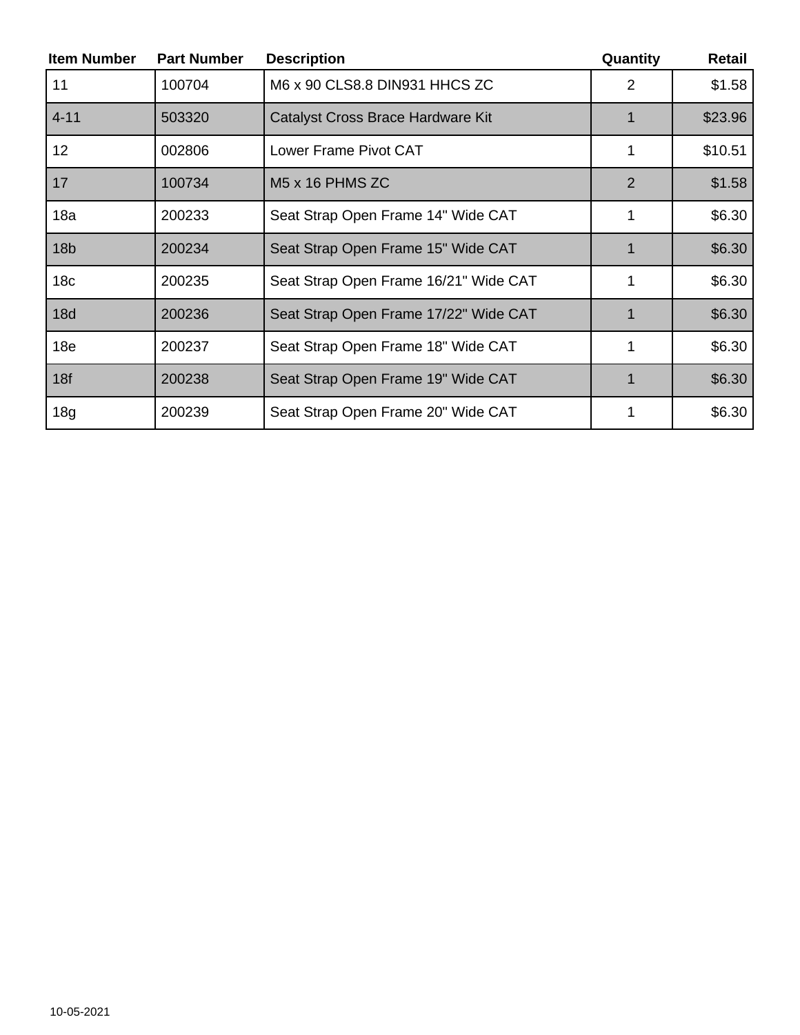| Item Number | Part Number | Description | Quantity | Retail |
| --- | --- | --- | --- | --- |
| 11 | 100704 | M6 x 90 CLS8.8 DIN931 HHCS ZC | 2 | $1.58 |
| 4-11 | 503320 | Catalyst Cross Brace Hardware Kit | 1 | $23.96 |
| 12 | 002806 | Lower Frame Pivot CAT | 1 | $10.51 |
| 17 | 100734 | M5 x 16 PHMS ZC | 2 | $1.58 |
| 18a | 200233 | Seat Strap Open Frame 14" Wide CAT | 1 | $6.30 |
| 18b | 200234 | Seat Strap Open Frame 15" Wide CAT | 1 | $6.30 |
| 18c | 200235 | Seat Strap Open Frame 16/21" Wide CAT | 1 | $6.30 |
| 18d | 200236 | Seat Strap Open Frame 17/22" Wide CAT | 1 | $6.30 |
| 18e | 200237 | Seat Strap Open Frame 18" Wide CAT | 1 | $6.30 |
| 18f | 200238 | Seat Strap Open Frame 19" Wide CAT | 1 | $6.30 |
| 18g | 200239 | Seat Strap Open Frame 20" Wide CAT | 1 | $6.30 |